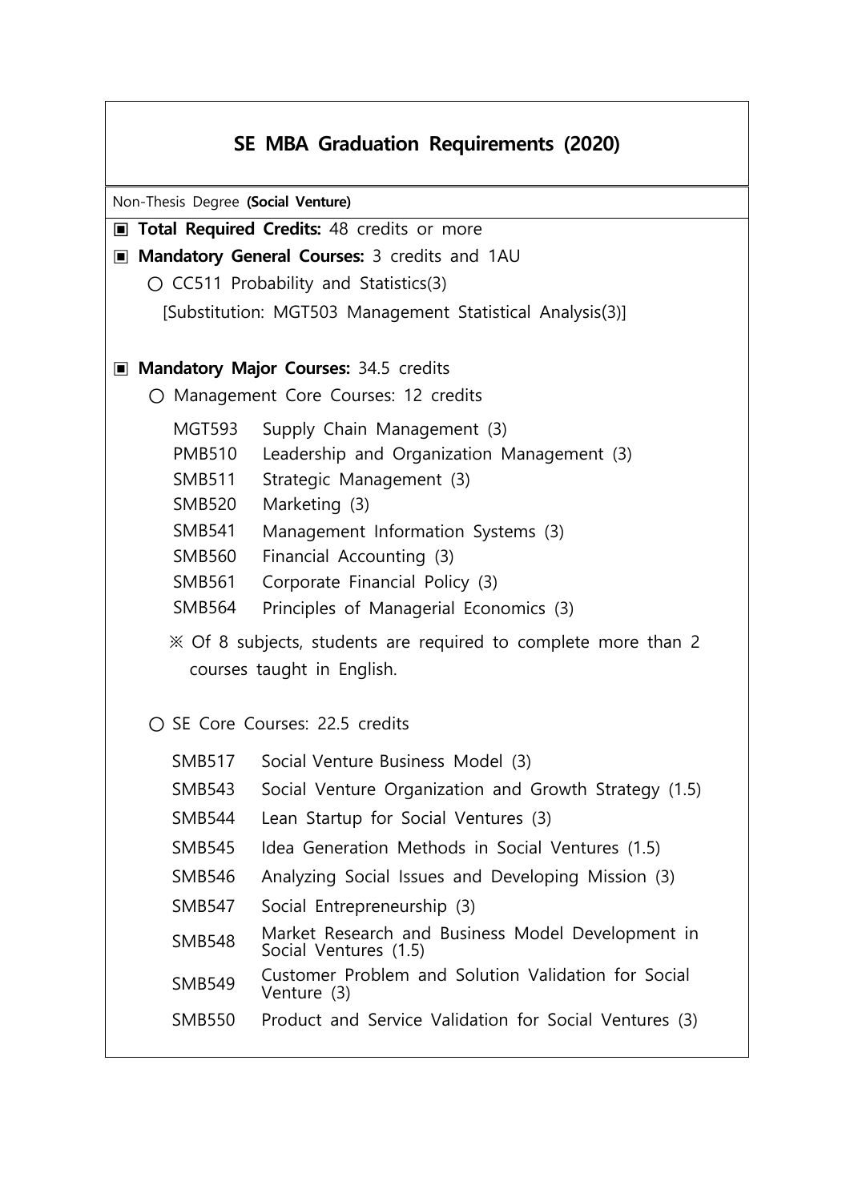# SE MBA Graduation Requirements (2020)

Non-Thesis Degree **(Social Venture)**

▣ **Total Required Credits:** 48 credits or more

▣ **Mandatory General Courses:** 3 credits and 1AU

○ CC511 Probability and Statistics(3)

[Substitution: MGT503 Management Statistical Analysis(3)]

▣ **Mandatory Major Courses:** 34.5 credits

○ Management Core Courses: 12 credits

| | |
|---|---|
| MGT593 | Supply Chain Management (3) |
| PMB510 | Leadership and Organization Management (3) |
| SMB511 | Strategic Management (3) |
| SMB520 | Marketing (3) |
| SMB541 | Management Information Systems (3) |
| SMB560 | Financial Accounting (3) |
| SMB561 | Corporate Financial Policy (3) |
| SMB564 | Principles of Managerial Economics (3) |

※ Of 8 subjects, students are required to complete more than 2 courses taught in English.

○ SE Core Courses: 22.5 credits

| | |
|---|---|
| SMB517 | Social Venture Business Model (3) |
| SMB543 | Social Venture Organization and Growth Strategy (1.5) |
| SMB544 | Lean Startup for Social Ventures (3) |
| SMB545 | Idea Generation Methods in Social Ventures (1.5) |
| SMB546 | Analyzing Social Issues and Developing Mission (3) |
| SMB547 | Social Entrepreneurship (3) |
| SMB548 | Market Research and Business Model Development in Social Ventures (1.5) |
| SMB549 | Customer Problem and Solution Validation for Social Venture (3) |
| SMB550 | Product and Service Validation for Social Ventures (3) |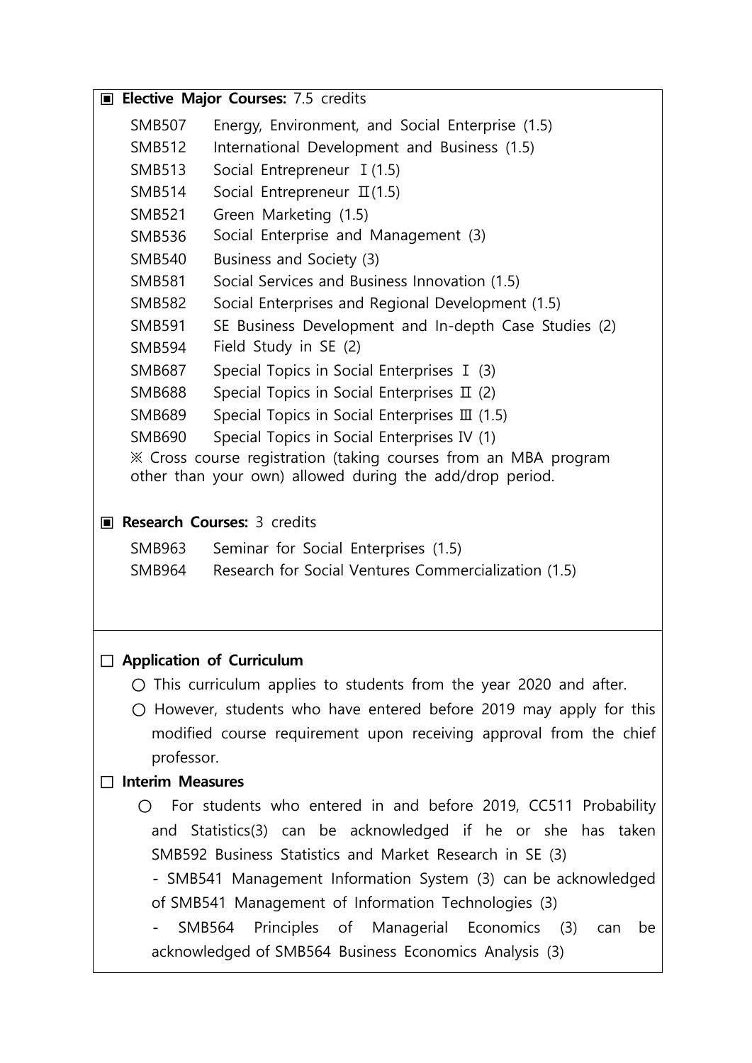**▣ Elective Major Courses:** 7.5 credits

SMB507 Energy, Environment, and Social Enterprise (1.5)
SMB512 International Development and Business (1.5)
SMB513 Social Entrepreneur Ⅰ(1.5)
SMB514 Social Entrepreneur Ⅱ(1.5)
SMB521 Green Marketing (1.5)
SMB536 Social Enterprise and Management (3)
SMB540 Business and Society (3)
SMB581 Social Services and Business Innovation (1.5)
SMB582 Social Enterprises and Regional Development (1.5)
SMB591 SE Business Development and In-depth Case Studies (2)
SMB594 Field Study in SE (2)
SMB687 Special Topics in Social Enterprises Ⅰ (3)
SMB688 Special Topics in Social Enterprises Ⅱ (2)
SMB689 Special Topics in Social Enterprises Ⅲ (1.5)
SMB690 Special Topics in Social Enterprises IV (1)

※ Cross course registration (taking courses from an MBA program other than your own) allowed during the add/drop period.

**▣ Research Courses:** 3 credits

SMB963 Seminar for Social Enterprises (1.5)
SMB964 Research for Social Ventures Commercialization (1.5)

**□ Application of Curriculum**

○ This curriculum applies to students from the year 2020 and after.

○ However, students who have entered before 2019 may apply for this modified course requirement upon receiving approval from the chief professor.

**□ Interim Measures**

○ For students who entered in and before 2019, CC511 Probability and Statistics(3) can be acknowledged if he or she has taken SMB592 Business Statistics and Market Research in SE (3)

- SMB541 Management Information System (3) can be acknowledged of SMB541 Management of Information Technologies (3)

- SMB564 Principles of Managerial Economics (3) can be acknowledged of SMB564 Business Economics Analysis (3)